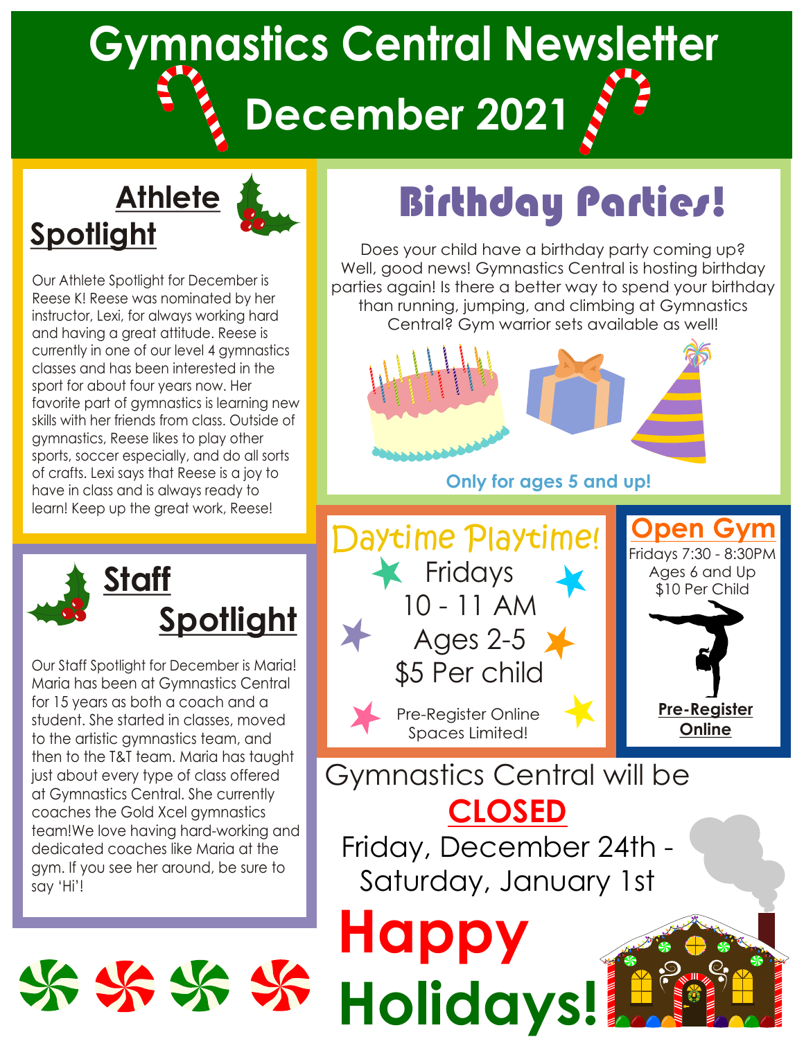# Gymnastics Central Newsletter

# December 2021

## Athlete Spotlight

Our Athlete Spotlight for December is Reese K! Reese was nominated by her instructor, Lexi, for always working hard and having a great attitude. Reese is currently in one of our level 4 gymnastics classes and has been interested in the sport for about four years now. Her favorite part of gymnastics is learning new skills with her friends from class. Outside of gymnastics, Reese likes to play other sports, soccer especially, and do all sorts of crafts. Lexi says that Reese is a joy to have in class and is always ready to learn! Keep up the great work, Reese!

## Staff Spotlight

Our Staff Spotlight for December is Maria! Maria has been at Gymnastics Central for 15 years as both a coach and a student. She started in classes, moved to the artistic gymnastics team, and then to the T&T team. Maria has taught just about every type of class offered at Gymnastics Central. She currently coaches the Gold Xcel gymnastics team!We love having hard-working and dedicated coaches like Maria at the gym. If you see her around, be sure to say 'Hi'!

## Birthday Parties!

Does your child have a birthday party coming up? Well, good news! Gymnastics Central is hosting birthday parties again! Is there a better way to spend your birthday than running, jumping, and climbing at Gymnastics Central? Gym warrior sets available as well!

**Only for ages 5 and up!**

## Daytime Playtime!

Fridays
10 - 11 AM
Ages 2-5
$5 Per child

Pre-Register Online
Spaces Limited!

## Open Gym

Fridays 7:30 - 8:30PM
Ages 6 and Up
$10 Per Child

**Pre-Register Online**

Gymnastics Central will be **CLOSED**

Friday, December 24th - Saturday, January 1st

# Happy Holidays!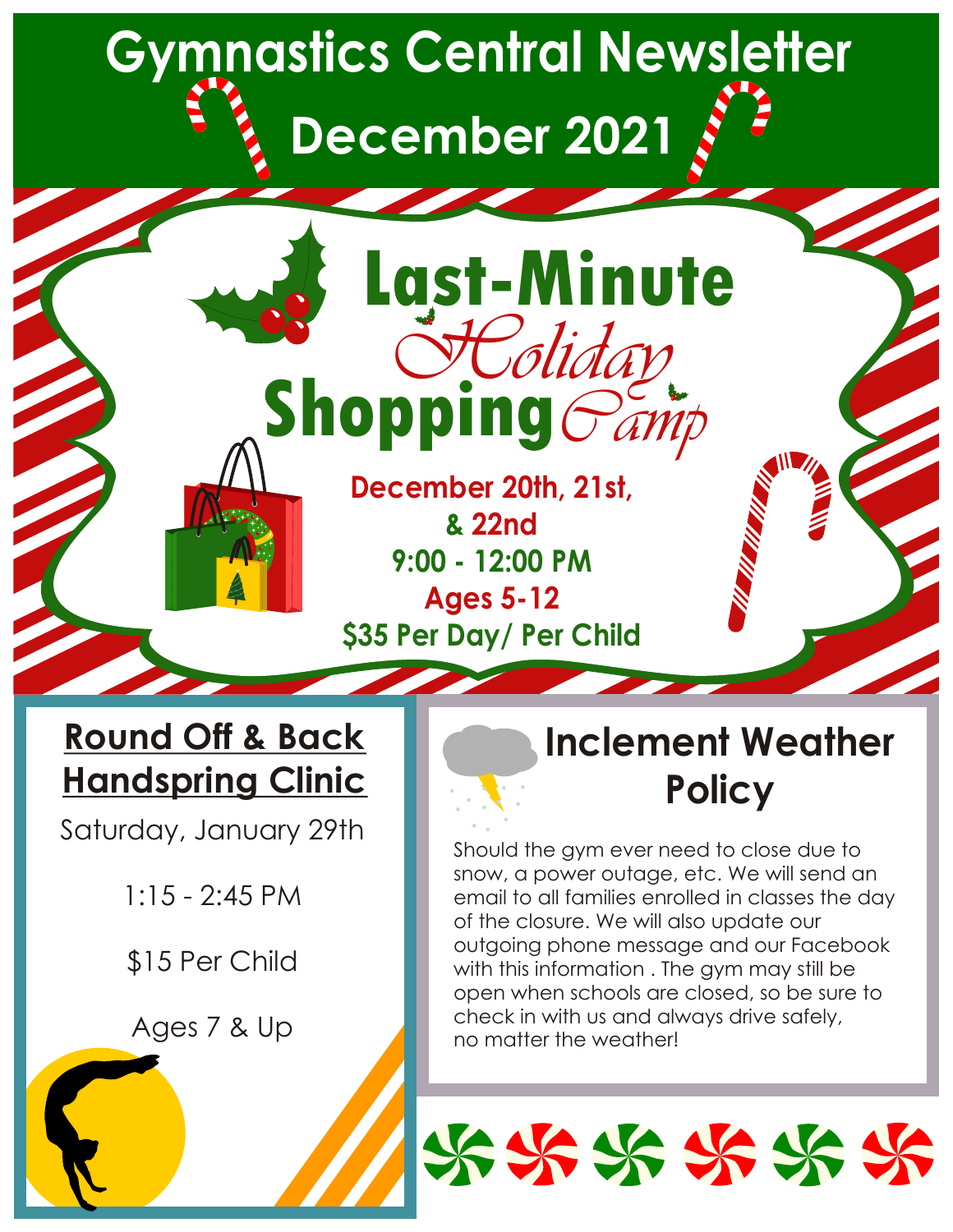# Gymnastics Central Newsletter

## December 2021

## Last-Minute Holiday Shopping Camp

**December 20th, 21st, & 22nd**

**9:00 - 12:00 PM**

**Ages 5-12**

**$35 Per Day/ Per Child**

## Round Off & Back Handspring Clinic

Saturday, January 29th

1:15 - 2:45 PM

$15 Per Child

Ages 7 & Up

## Inclement Weather Policy

Should the gym ever need to close due to snow, a power outage, etc. We will send an email to all families enrolled in classes the day of the closure. We will also update our outgoing phone message and our Facebook with this information . The gym may still be open when schools are closed, so be sure to check in with us and always drive safely, no matter the weather!